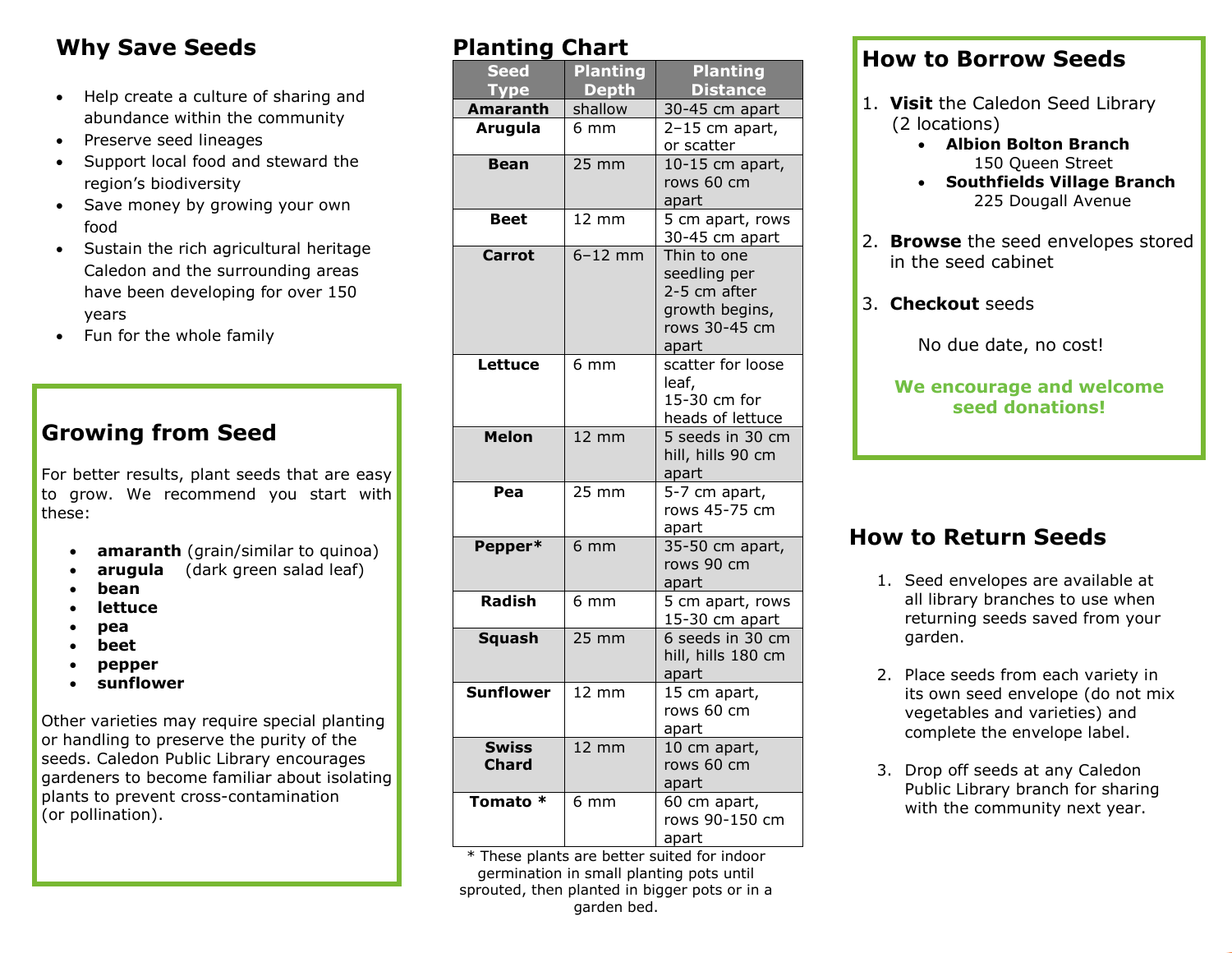## Why Save Seeds

- Help create a culture of sharing and abundance within the community
- Preserve seed lineages
- Support local food and steward the region's biodiversity
- Save money by growing your own food
- Sustain the rich agricultural heritage Caledon and the surrounding areas have been developing for over 150 years
- Fun for the whole family

## Growing from Seed

For better results, plant seeds that are easy to grow. We recommend you start with these:

- **amaranth** (grain/similar to quinoa)
- **arugula** (dark green salad leaf)
- **bean**
- **lettuce**
- **pea**
- **beet**
- **pepper**
- **sunflower**

Other varieties may require special planting or handling to preserve the purity of the seeds. Caledon Public Library encourages gardeners to become familiar about isolating plants to prevent cross-contamination (or pollination).

## Planting Chart

| Seed Type | Planting Depth | Planting Distance |
|---|---|---|
| **Amaranth** | shallow | 30-45 cm apart |
| **Arugula** | 6 mm | 2–15 cm apart, or scatter |
| **Bean** | 25 mm | 10-15 cm apart, rows 60 cm apart |
| **Beet** | 12 mm | 5 cm apart, rows 30-45 cm apart |
| **Carrot** | 6–12 mm | Thin to one seedling per 2-5 cm after growth begins, rows 30-45 cm apart |
| **Lettuce** | 6 mm | scatter for loose leaf, 15-30 cm for heads of lettuce |
| **Melon** | 12 mm | 5 seeds in 30 cm hill, hills 90 cm apart |
| **Pea** | 25 mm | 5-7 cm apart, rows 45-75 cm apart |
| **Pepper*** | 6 mm | 35-50 cm apart, rows 90 cm apart |
| **Radish** | 6 mm | 5 cm apart, rows 15-30 cm apart |
| **Squash** | 25 mm | 6 seeds in 30 cm hill, hills 180 cm apart |
| **Sunflower** | 12 mm | 15 cm apart, rows 60 cm apart |
| **Swiss Chard** | 12 mm | 10 cm apart, rows 60 cm apart |
| **Tomato *** | 6 mm | 60 cm apart, rows 90-150 cm apart |

* These plants are better suited for indoor germination in small planting pots until sprouted, then planted in bigger pots or in a garden bed.

## How to Borrow Seeds

1. **Visit** the Caledon Seed Library (2 locations)
   - **Albion Bolton Branch**
     150 Queen Street
   - **Southfields Village Branch**
     225 Dougall Avenue
2. **Browse** the seed envelopes stored in the seed cabinet
3. **Checkout** seeds

No due date, no cost!

**We encourage and welcome seed donations!**

## How to Return Seeds

1. Seed envelopes are available at all library branches to use when returning seeds saved from your garden.
2. Place seeds from each variety in its own seed envelope (do not mix vegetables and varieties) and complete the envelope label.
3. Drop off seeds at any Caledon Public Library branch for sharing with the community next year.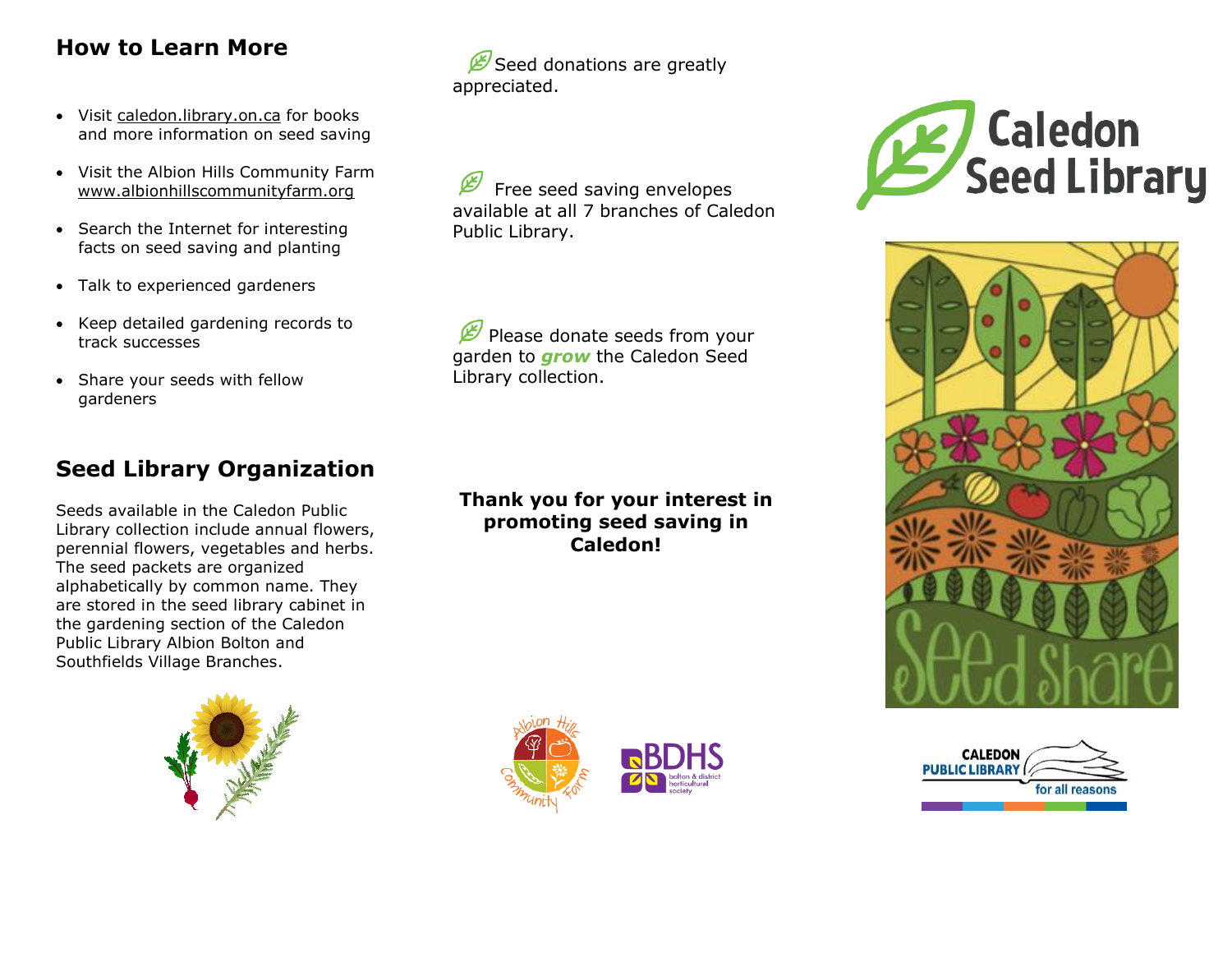## How to Learn More

- Visit caledon.library.on.ca for books and more information on seed saving
- Visit the Albion Hills Community Farm www.albionhillscommunityfarm.org
- Search the Internet for interesting facts on seed saving and planting
- Talk to experienced gardeners
- Keep detailed gardening records to track successes
- Share your seeds with fellow gardeners

## Seed Library Organization

Seeds available in the Caledon Public Library collection include annual flowers, perennial flowers, vegetables and herbs. The seed packets are organized alphabetically by common name. They are stored in the seed library cabinet in the gardening section of the Caledon Public Library Albion Bolton and Southfields Village Branches.

Seed donations are greatly appreciated.

Free seed saving envelopes available at all 7 branches of Caledon Public Library.

Please donate seeds from your garden to ***grow*** the Caledon Seed Library collection.

**Thank you for your interest in promoting seed saving in Caledon!**

Albion Hills Community Farm

BDHS bolton & district horticultural society

# Caledon Seed Library

Seed share

CALEDON PUBLIC LIBRARY for all reasons